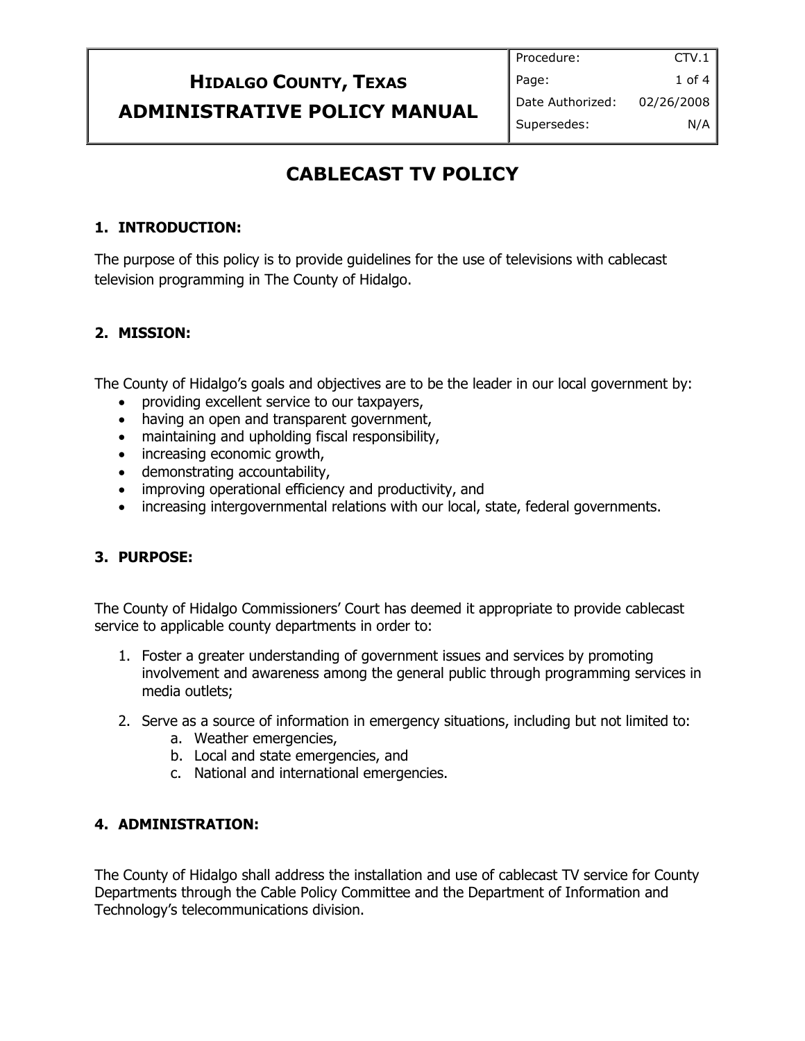| **HIDALGO COUNTY, TEXAS ADMINISTRATIVE POLICY MANUAL** | Procedure: | CTV.1 |
|---|---|---|
| | Date Authorized: | 02/26/2008 |
| | Supersedes: | N/A |

# CABLECAST TV POLICY

## 1. INTRODUCTION:

The purpose of this policy is to provide guidelines for the use of televisions with cablecast television programming in The County of Hidalgo.

## 2. MISSION:

The County of Hidalgo's goals and objectives are to be the leader in our local government by:

- providing excellent service to our taxpayers,
- having an open and transparent government,
- maintaining and upholding fiscal responsibility,
- increasing economic growth,
- demonstrating accountability,
- improving operational efficiency and productivity, and
- increasing intergovernmental relations with our local, state, federal governments.

## 3. PURPOSE:

The County of Hidalgo Commissioners' Court has deemed it appropriate to provide cablecast service to applicable county departments in order to:

1. Foster a greater understanding of government issues and services by promoting involvement and awareness among the general public through programming services in media outlets;

2. Serve as a source of information in emergency situations, including but not limited to:
   a. Weather emergencies,
   b. Local and state emergencies, and
   c. National and international emergencies.

## 4. ADMINISTRATION:

The County of Hidalgo shall address the installation and use of cablecast TV service for County Departments through the Cable Policy Committee and the Department of Information and Technology's telecommunications division.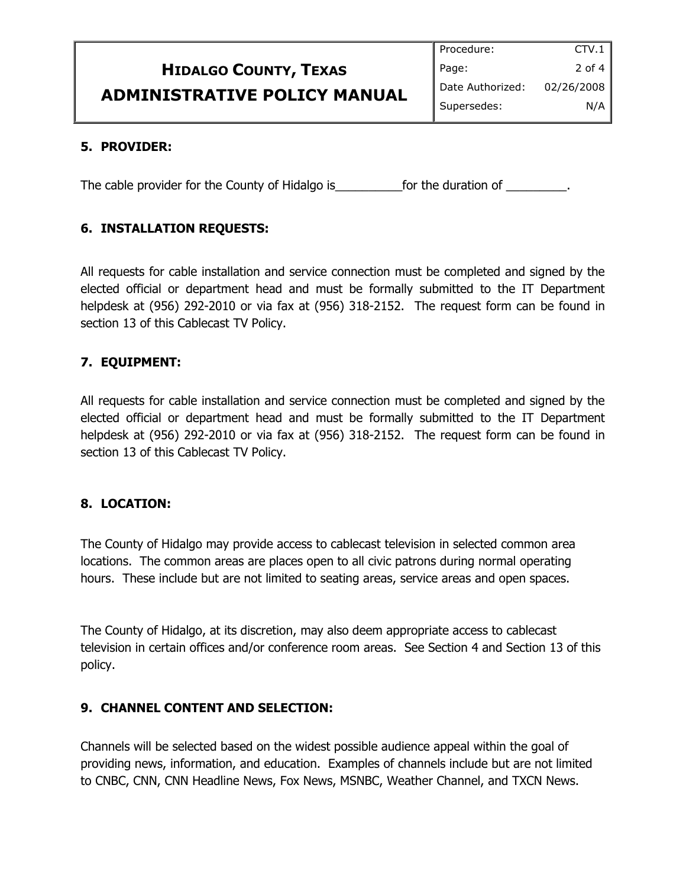## 5. PROVIDER:

The cable provider for the County of Hidalgo is__________for the duration of _________.

## 6. INSTALLATION REQUESTS:

All requests for cable installation and service connection must be completed and signed by the elected official or department head and must be formally submitted to the IT Department helpdesk at (956) 292-2010 or via fax at (956) 318-2152. The request form can be found in section 13 of this Cablecast TV Policy.

## 7. EQUIPMENT:

All requests for cable installation and service connection must be completed and signed by the elected official or department head and must be formally submitted to the IT Department helpdesk at (956) 292-2010 or via fax at (956) 318-2152. The request form can be found in section 13 of this Cablecast TV Policy.

## 8. LOCATION:

The County of Hidalgo may provide access to cablecast television in selected common area locations. The common areas are places open to all civic patrons during normal operating hours. These include but are not limited to seating areas, service areas and open spaces.

The County of Hidalgo, at its discretion, may also deem appropriate access to cablecast television in certain offices and/or conference room areas. See Section 4 and Section 13 of this policy.

## 9. CHANNEL CONTENT AND SELECTION:

Channels will be selected based on the widest possible audience appeal within the goal of providing news, information, and education. Examples of channels include but are not limited to CNBC, CNN, CNN Headline News, Fox News, MSNBC, Weather Channel, and TXCN News.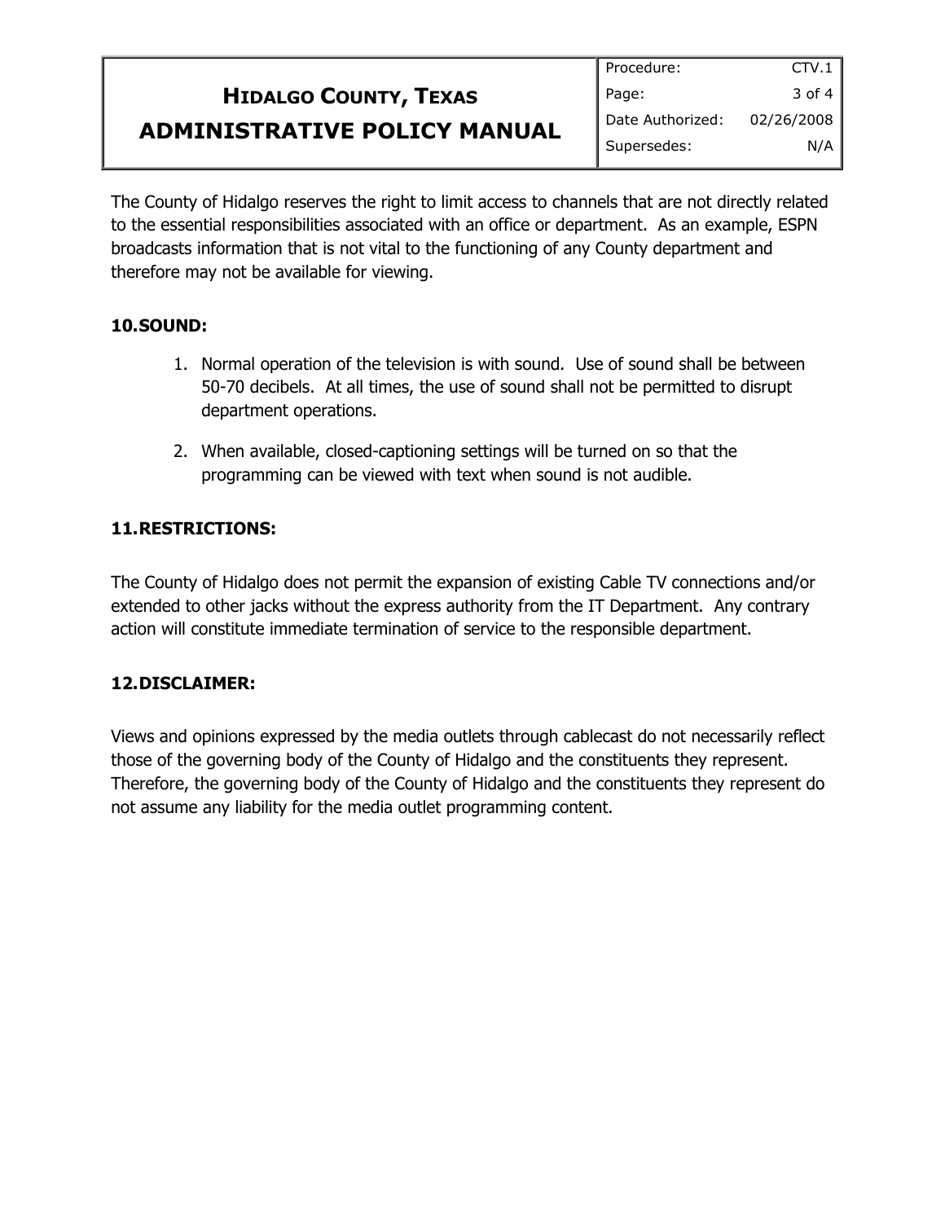The County of Hidalgo reserves the right to limit access to channels that are not directly related to the essential responsibilities associated with an office or department. As an example, ESPN broadcasts information that is not vital to the functioning of any County department and therefore may not be available for viewing.

**10. SOUND:**

1. Normal operation of the television is with sound. Use of sound shall be between 50-70 decibels. At all times, the use of sound shall not be permitted to disrupt department operations.
2. When available, closed-captioning settings will be turned on so that the programming can be viewed with text when sound is not audible.

**11. RESTRICTIONS:**

The County of Hidalgo does not permit the expansion of existing Cable TV connections and/or extended to other jacks without the express authority from the IT Department. Any contrary action will constitute immediate termination of service to the responsible department.

**12. DISCLAIMER:**

Views and opinions expressed by the media outlets through cablecast do not necessarily reflect those of the governing body of the County of Hidalgo and the constituents they represent. Therefore, the governing body of the County of Hidalgo and the constituents they represent do not assume any liability for the media outlet programming content.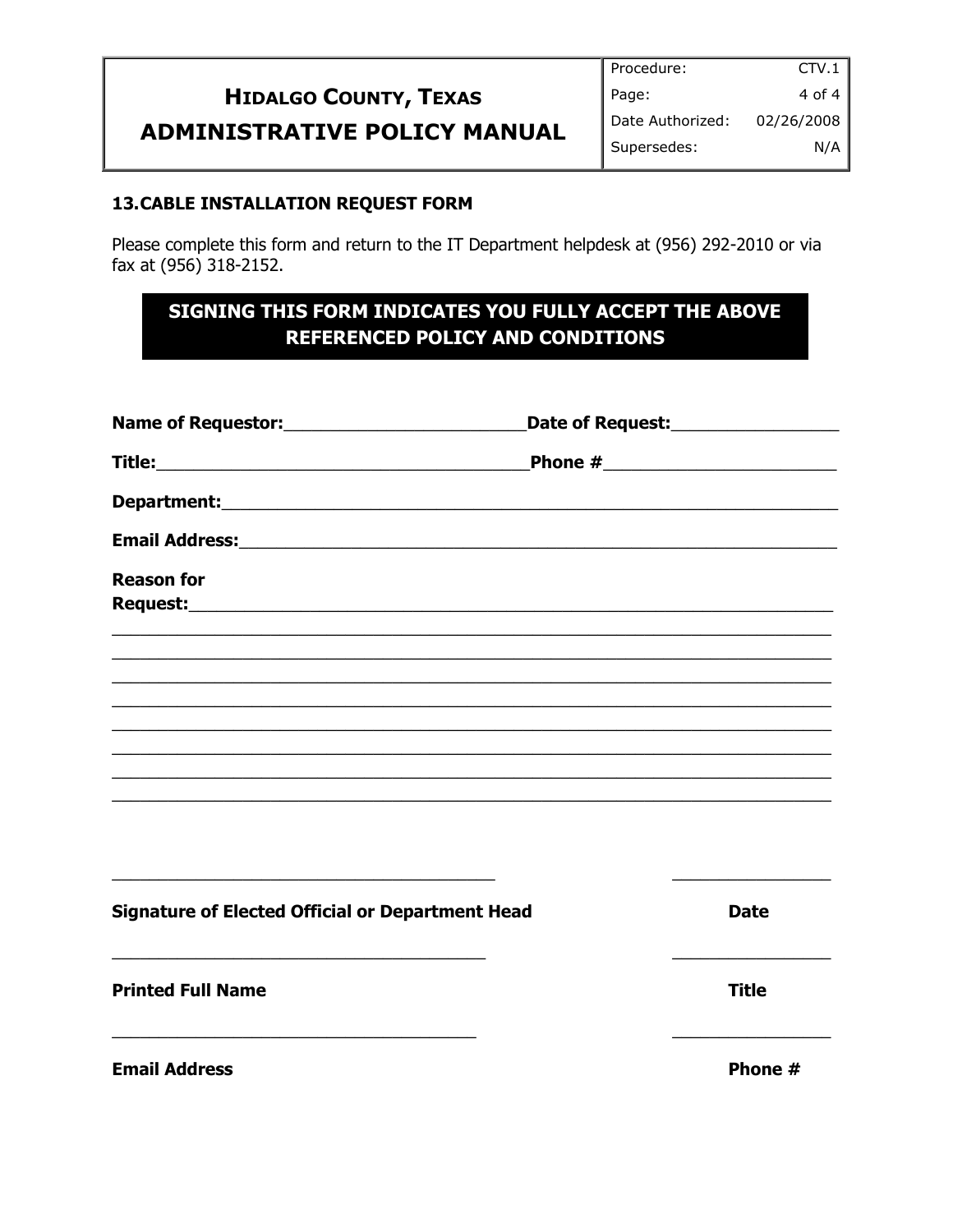## 13. CABLE INSTALLATION REQUEST FORM

Please complete this form and return to the IT Department helpdesk at (956) 292-2010 or via fax at (956) 318-2152.

**SIGNING THIS FORM INDICATES YOU FULLY ACCEPT THE ABOVE REFERENCED POLICY AND CONDITIONS**

**Name of Requestor:**________________________ **Date of Request:**________________

**Title:**_____________________________________ **Phone #**______________________

**Department:**___________________________________________________________

**Email Address:**_________________________________________________________

**Reason for Request:**____________________________________________________

_______________________________________________________________________

_______________________________________________________________________

_______________________________________________________________________

_______________________________________________________________________

_______________________________________________________________________

_______________________________________________________________________

_______________________________________________________________________

_______________________________________________________________________

_____________________________________ ________________

**Signature of Elected Official or Department Head** **Date**

_____________________________________ ________________

**Printed Full Name** **Title**

_____________________________________ ________________

**Email Address** **Phone #**